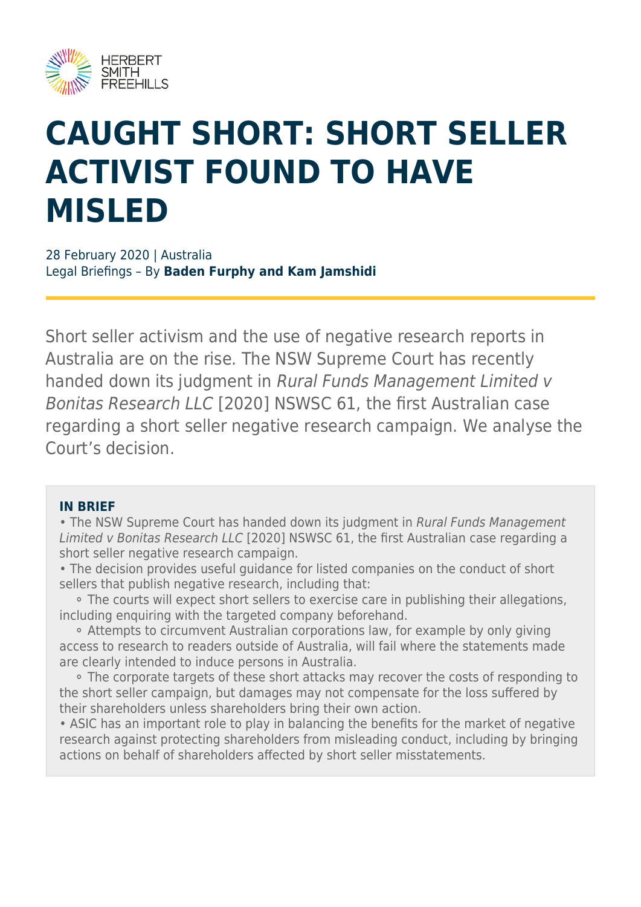HERBERT SMITH FREEHILLS

# CAUGHT SHORT: SHORT SELLER ACTIVIST FOUND TO HAVE MISLED

28 February 2020 | Australia
Legal Briefings – By **Baden Furphy and Kam Jamshidi**

Short seller activism and the use of negative research reports in Australia are on the rise. The NSW Supreme Court has recently handed down its judgment in *Rural Funds Management Limited v Bonitas Research LLC* [2020] NSWSC 61, the first Australian case regarding a short seller negative research campaign. We analyse the Court's decision.

**IN BRIEF**

- The NSW Supreme Court has handed down its judgment in *Rural Funds Management Limited v Bonitas Research LLC* [2020] NSWSC 61, the first Australian case regarding a short seller negative research campaign.
- The decision provides useful guidance for listed companies on the conduct of short sellers that publish negative research, including that:
  - The courts will expect short sellers to exercise care in publishing their allegations, including enquiring with the targeted company beforehand.
  - Attempts to circumvent Australian corporations law, for example by only giving access to research to readers outside of Australia, will fail where the statements made are clearly intended to induce persons in Australia.
  - The corporate targets of these short attacks may recover the costs of responding to the short seller campaign, but damages may not compensate for the loss suffered by their shareholders unless shareholders bring their own action.
- ASIC has an important role to play in balancing the benefits for the market of negative research against protecting shareholders from misleading conduct, including by bringing actions on behalf of shareholders affected by short seller misstatements.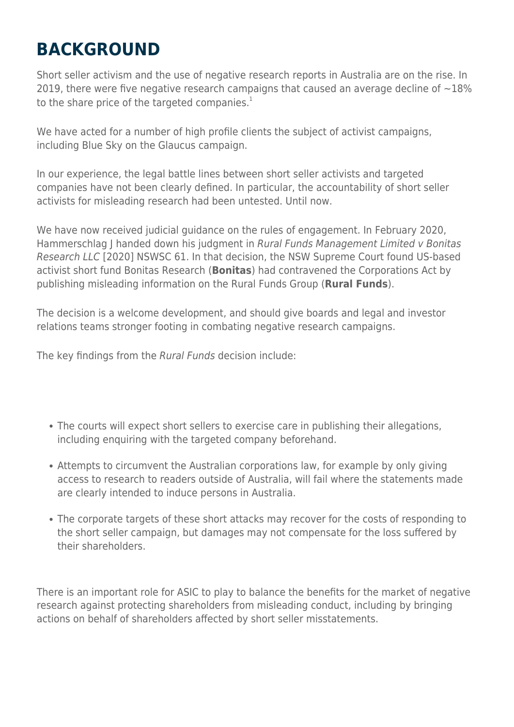# BACKGROUND

Short seller activism and the use of negative research reports in Australia are on the rise. In 2019, there were five negative research campaigns that caused an average decline of ~18% to the share price of the targeted companies.[1]

We have acted for a number of high profile clients the subject of activist campaigns, including Blue Sky on the Glaucus campaign.

In our experience, the legal battle lines between short seller activists and targeted companies have not been clearly defined. In particular, the accountability of short seller activists for misleading research had been untested. Until now.

We have now received judicial guidance on the rules of engagement. In February 2020, Hammerschlag J handed down his judgment in *Rural Funds Management Limited v Bonitas Research LLC* [2020] NSWSC 61. In that decision, the NSW Supreme Court found US-based activist short fund Bonitas Research (**Bonitas**) had contravened the Corporations Act by publishing misleading information on the Rural Funds Group (**Rural Funds**).

The decision is a welcome development, and should give boards and legal and investor relations teams stronger footing in combating negative research campaigns.

The key findings from the *Rural Funds* decision include:

- The courts will expect short sellers to exercise care in publishing their allegations, including enquiring with the targeted company beforehand.
- Attempts to circumvent the Australian corporations law, for example by only giving access to research to readers outside of Australia, will fail where the statements made are clearly intended to induce persons in Australia.
- The corporate targets of these short attacks may recover for the costs of responding to the short seller campaign, but damages may not compensate for the loss suffered by their shareholders.

There is an important role for ASIC to play to balance the benefits for the market of negative research against protecting shareholders from misleading conduct, including by bringing actions on behalf of shareholders affected by short seller misstatements.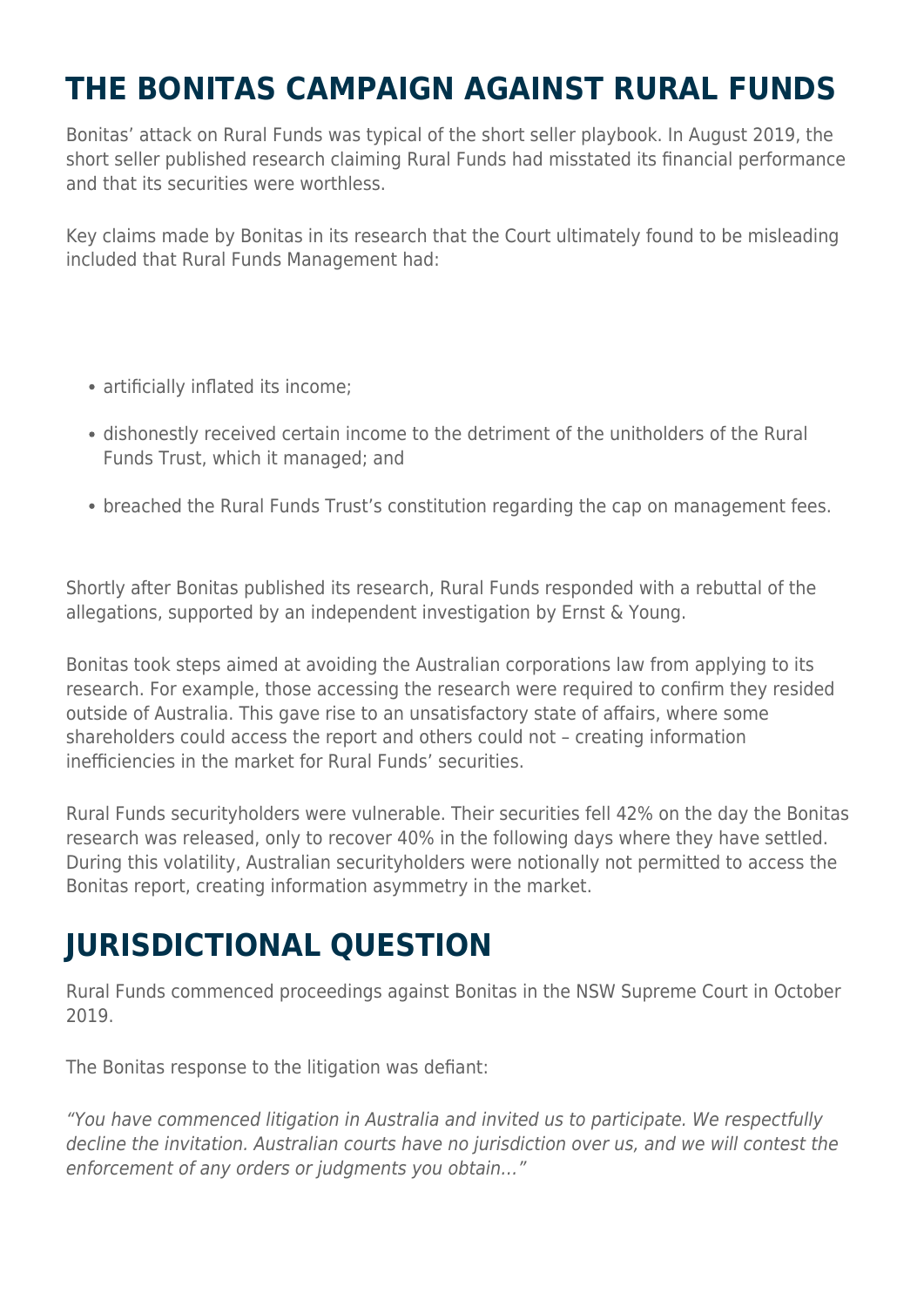## THE BONITAS CAMPAIGN AGAINST RURAL FUNDS

Bonitas' attack on Rural Funds was typical of the short seller playbook. In August 2019, the short seller published research claiming Rural Funds had misstated its financial performance and that its securities were worthless.

Key claims made by Bonitas in its research that the Court ultimately found to be misleading included that Rural Funds Management had:

- artificially inflated its income;
- dishonestly received certain income to the detriment of the unitholders of the Rural Funds Trust, which it managed; and
- breached the Rural Funds Trust's constitution regarding the cap on management fees.

Shortly after Bonitas published its research, Rural Funds responded with a rebuttal of the allegations, supported by an independent investigation by Ernst & Young.

Bonitas took steps aimed at avoiding the Australian corporations law from applying to its research. For example, those accessing the research were required to confirm they resided outside of Australia. This gave rise to an unsatisfactory state of affairs, where some shareholders could access the report and others could not – creating information inefficiencies in the market for Rural Funds' securities.

Rural Funds securityholders were vulnerable. Their securities fell 42% on the day the Bonitas research was released, only to recover 40% in the following days where they have settled. During this volatility, Australian securityholders were notionally not permitted to access the Bonitas report, creating information asymmetry in the market.

## JURISDICTIONAL QUESTION

Rural Funds commenced proceedings against Bonitas in the NSW Supreme Court in October 2019.

The Bonitas response to the litigation was defiant:

*"You have commenced litigation in Australia and invited us to participate. We respectfully decline the invitation. Australian courts have no jurisdiction over us, and we will contest the enforcement of any orders or judgments you obtain…"*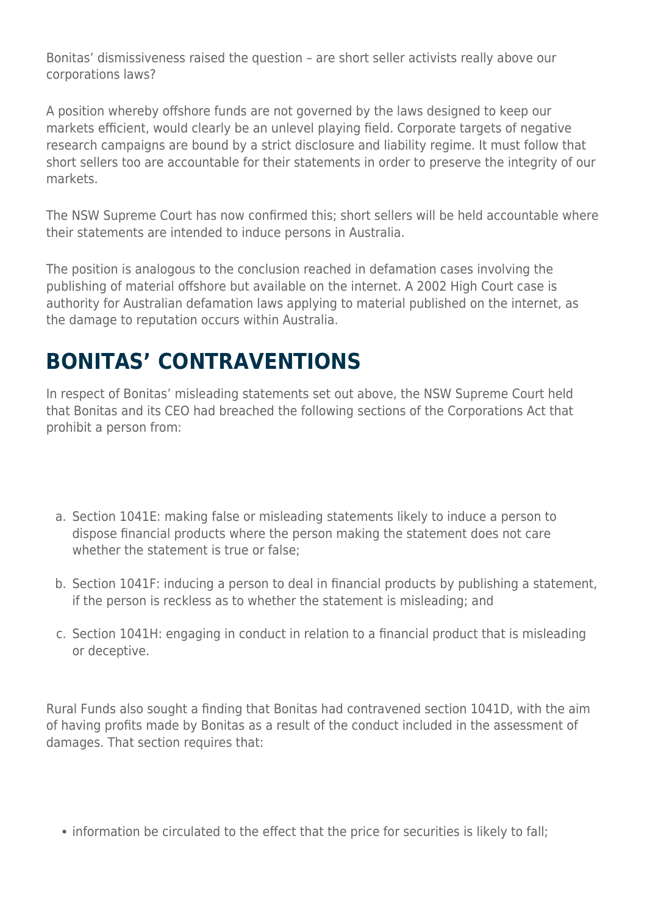Bonitas' dismissiveness raised the question – are short seller activists really above our corporations laws?

A position whereby offshore funds are not governed by the laws designed to keep our markets efficient, would clearly be an unlevel playing field. Corporate targets of negative research campaigns are bound by a strict disclosure and liability regime. It must follow that short sellers too are accountable for their statements in order to preserve the integrity of our markets.

The NSW Supreme Court has now confirmed this; short sellers will be held accountable where their statements are intended to induce persons in Australia.

The position is analogous to the conclusion reached in defamation cases involving the publishing of material offshore but available on the internet. A 2002 High Court case is authority for Australian defamation laws applying to material published on the internet, as the damage to reputation occurs within Australia.

## BONITAS' CONTRAVENTIONS

In respect of Bonitas' misleading statements set out above, the NSW Supreme Court held that Bonitas and its CEO had breached the following sections of the Corporations Act that prohibit a person from:

a. Section 1041E: making false or misleading statements likely to induce a person to dispose financial products where the person making the statement does not care whether the statement is true or false;

b. Section 1041F: inducing a person to deal in financial products by publishing a statement, if the person is reckless as to whether the statement is misleading; and

c. Section 1041H: engaging in conduct in relation to a financial product that is misleading or deceptive.

Rural Funds also sought a finding that Bonitas had contravened section 1041D, with the aim of having profits made by Bonitas as a result of the conduct included in the assessment of damages. That section requires that:

- information be circulated to the effect that the price for securities is likely to fall;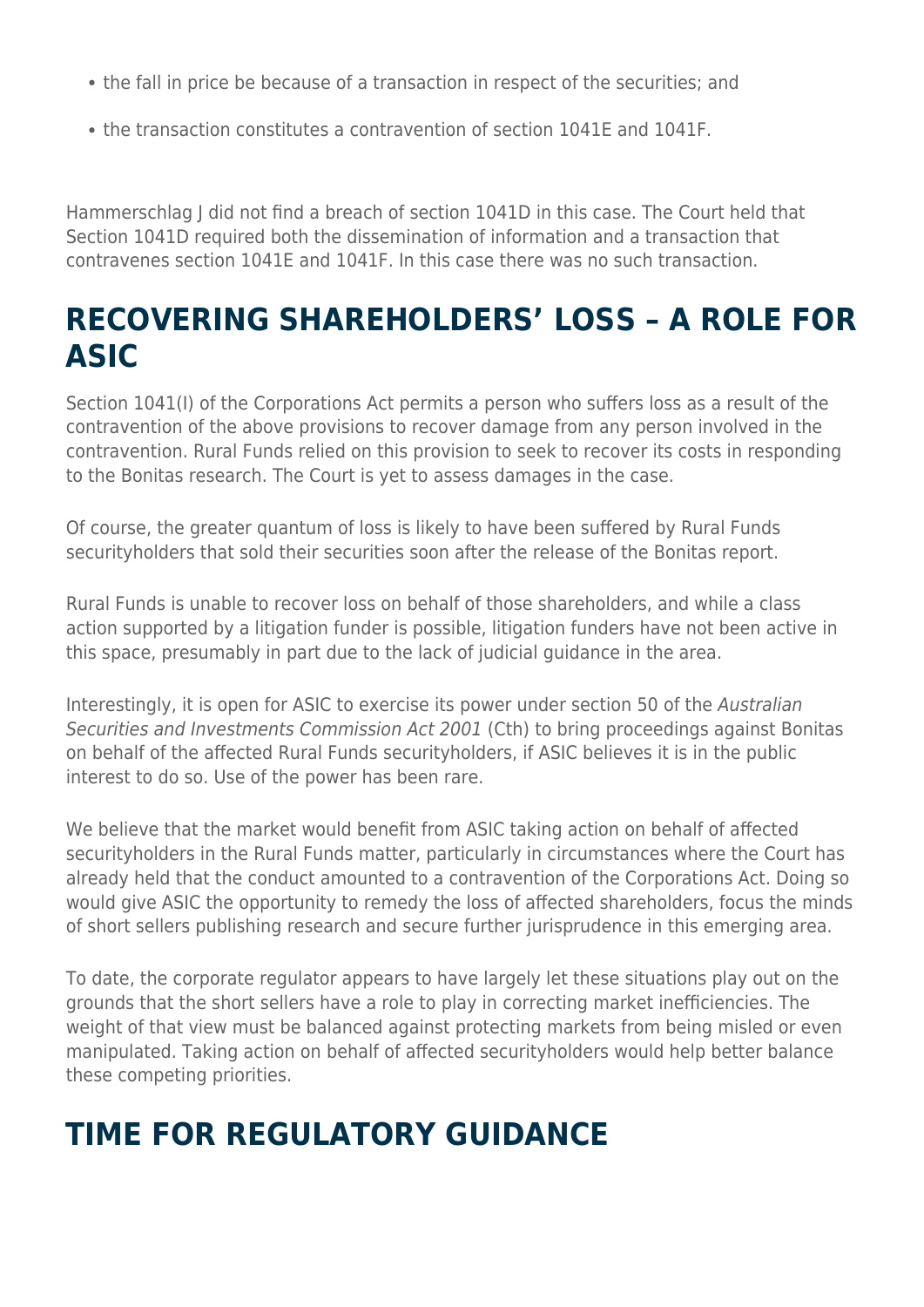- the fall in price be because of a transaction in respect of the securities; and
- the transaction constitutes a contravention of section 1041E and 1041F.

Hammerschlag J did not find a breach of section 1041D in this case. The Court held that Section 1041D required both the dissemination of information and a transaction that contravenes section 1041E and 1041F. In this case there was no such transaction.

## RECOVERING SHAREHOLDERS' LOSS – A ROLE FOR ASIC

Section 1041(I) of the Corporations Act permits a person who suffers loss as a result of the contravention of the above provisions to recover damage from any person involved in the contravention. Rural Funds relied on this provision to seek to recover its costs in responding to the Bonitas research. The Court is yet to assess damages in the case.

Of course, the greater quantum of loss is likely to have been suffered by Rural Funds securityholders that sold their securities soon after the release of the Bonitas report.

Rural Funds is unable to recover loss on behalf of those shareholders, and while a class action supported by a litigation funder is possible, litigation funders have not been active in this space, presumably in part due to the lack of judicial guidance in the area.

Interestingly, it is open for ASIC to exercise its power under section 50 of the *Australian Securities and Investments Commission Act 2001* (Cth) to bring proceedings against Bonitas on behalf of the affected Rural Funds securityholders, if ASIC believes it is in the public interest to do so. Use of the power has been rare.

We believe that the market would benefit from ASIC taking action on behalf of affected securityholders in the Rural Funds matter, particularly in circumstances where the Court has already held that the conduct amounted to a contravention of the Corporations Act. Doing so would give ASIC the opportunity to remedy the loss of affected shareholders, focus the minds of short sellers publishing research and secure further jurisprudence in this emerging area.

To date, the corporate regulator appears to have largely let these situations play out on the grounds that the short sellers have a role to play in correcting market inefficiencies. The weight of that view must be balanced against protecting markets from being misled or even manipulated. Taking action on behalf of affected securityholders would help better balance these competing priorities.

## TIME FOR REGULATORY GUIDANCE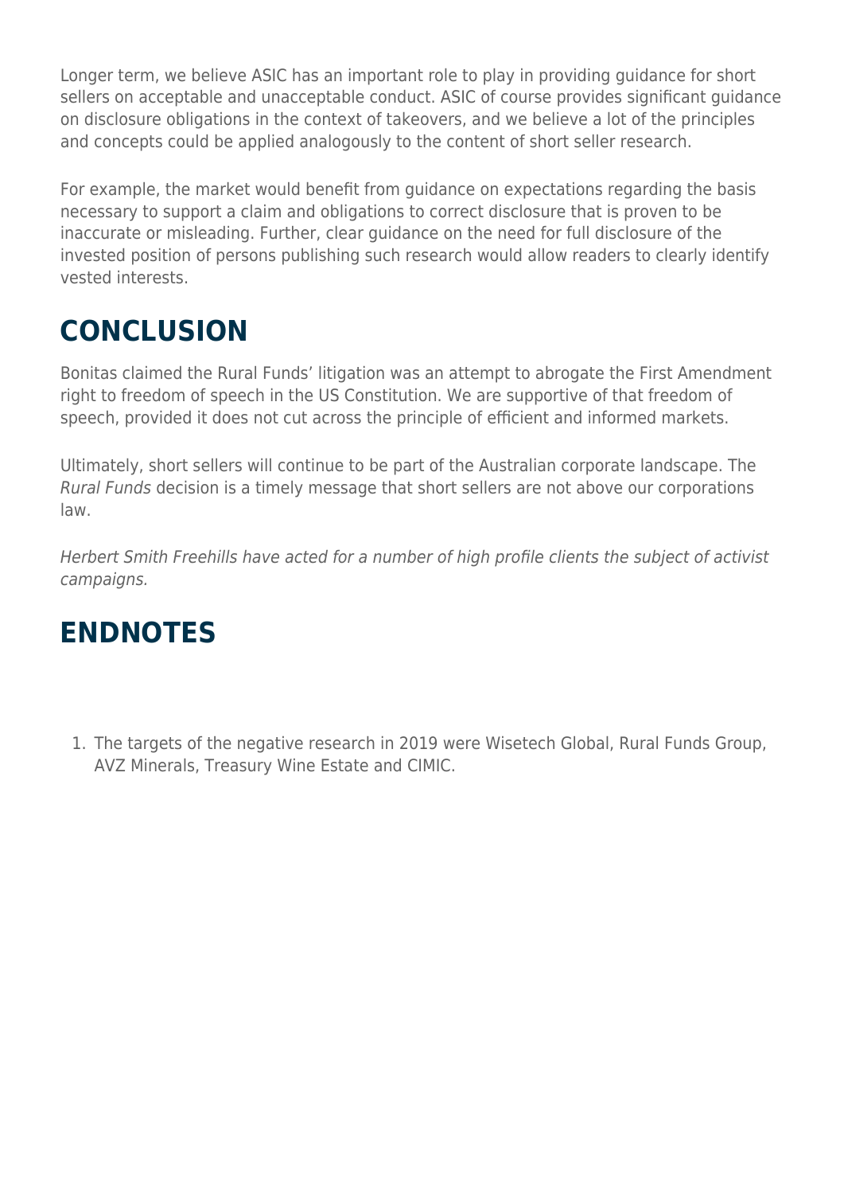Longer term, we believe ASIC has an important role to play in providing guidance for short sellers on acceptable and unacceptable conduct. ASIC of course provides significant guidance on disclosure obligations in the context of takeovers, and we believe a lot of the principles and concepts could be applied analogously to the content of short seller research.

For example, the market would benefit from guidance on expectations regarding the basis necessary to support a claim and obligations to correct disclosure that is proven to be inaccurate or misleading. Further, clear guidance on the need for full disclosure of the invested position of persons publishing such research would allow readers to clearly identify vested interests.

## CONCLUSION

Bonitas claimed the Rural Funds' litigation was an attempt to abrogate the First Amendment right to freedom of speech in the US Constitution. We are supportive of that freedom of speech, provided it does not cut across the principle of efficient and informed markets.

Ultimately, short sellers will continue to be part of the Australian corporate landscape. The *Rural Funds* decision is a timely message that short sellers are not above our corporations law.

*Herbert Smith Freehills have acted for a number of high profile clients the subject of activist campaigns.*

## ENDNOTES

1. The targets of the negative research in 2019 were Wisetech Global, Rural Funds Group, AVZ Minerals, Treasury Wine Estate and CIMIC.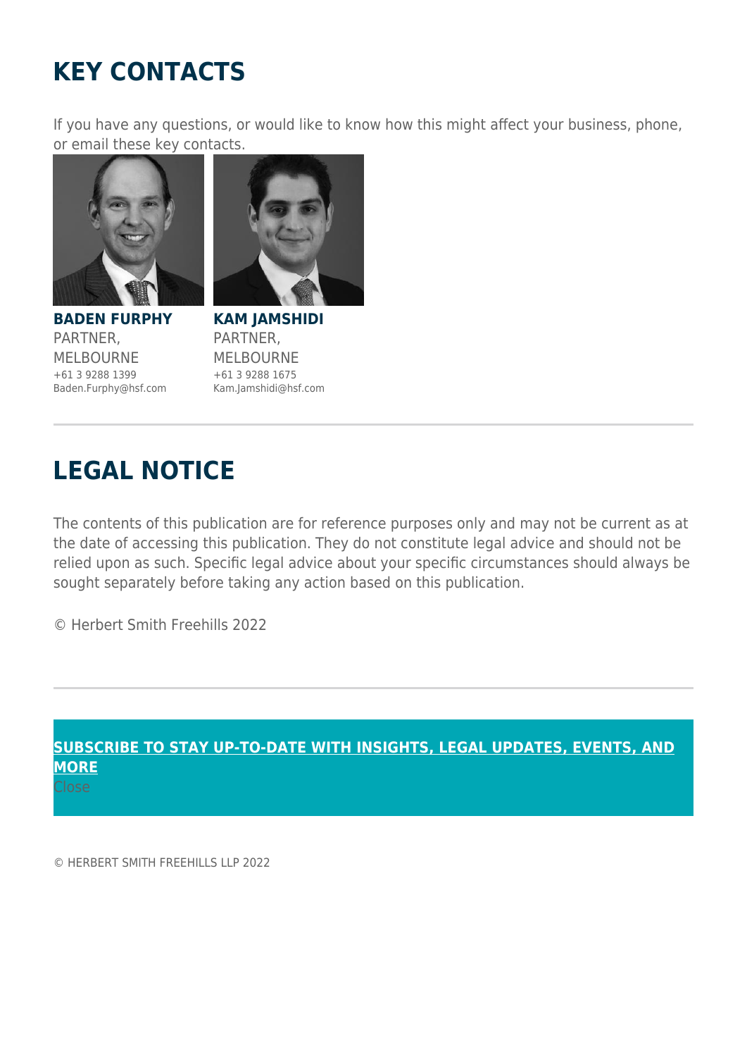## KEY CONTACTS

If you have any questions, or would like to know how this might affect your business, phone, or email these key contacts.

**BADEN FURPHY**
PARTNER,
MELBOURNE
+61 3 9288 1399
Baden.Furphy@hsf.com

**KAM JAMSHIDI**
PARTNER,
MELBOURNE
+61 3 9288 1675
Kam.Jamshidi@hsf.com

## LEGAL NOTICE

The contents of this publication are for reference purposes only and may not be current as at the date of accessing this publication. They do not constitute legal advice and should not be relied upon as such. Specific legal advice about your specific circumstances should always be sought separately before taking any action based on this publication.

© Herbert Smith Freehills 2022

**SUBSCRIBE TO STAY UP-TO-DATE WITH INSIGHTS, LEGAL UPDATES, EVENTS, AND MORE**

Close

© HERBERT SMITH FREEHILLS LLP 2022